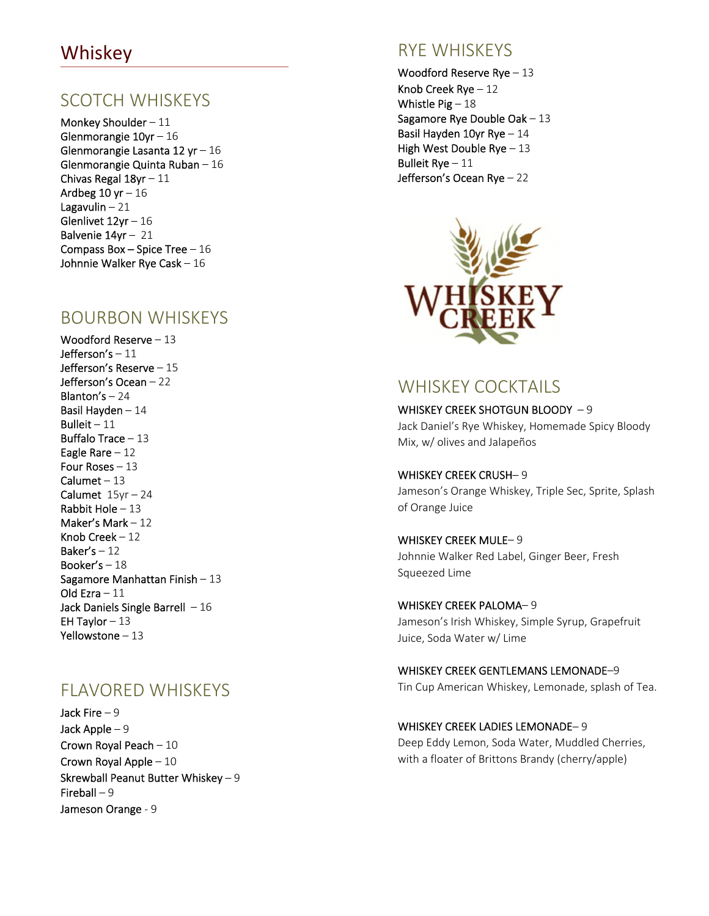# Whiskey

## SCOTCH WHISKEYS

Monkey Shoulder – 11
Glenmorangie 10yr – 16
Glenmorangie Lasanta 12 yr – 16
Glenmorangie Quinta Ruban – 16
Chivas Regal 18yr – 11
Ardbeg 10 yr – 16
Lagavulin – 21
Glenlivet 12yr – 16
Balvenie 14yr – 21
Compass Box – Spice Tree – 16
Johnnie Walker Rye Cask – 16

## BOURBON WHISKEYS

Woodford Reserve – 13
Jefferson's – 11
Jefferson's Reserve – 15
Jefferson's Ocean – 22
Blanton's – 24
Basil Hayden – 14
Bulleit – 11
Buffalo Trace – 13
Eagle Rare – 12
Four Roses – 13
Calumet – 13
Calumet 15yr – 24
Rabbit Hole – 13
Maker's Mark – 12
Knob Creek – 12
Baker's – 12
Booker's – 18
Sagamore Manhattan Finish – 13
Old Ezra – 11
Jack Daniels Single Barrell – 16
EH Taylor – 13
Yellowstone – 13

## FLAVORED WHISKEYS

Jack Fire – 9
Jack Apple – 9
Crown Royal Peach – 10
Crown Royal Apple – 10
Skrewball Peanut Butter Whiskey – 9
Fireball – 9
Jameson Orange - 9

## RYE WHISKEYS

Woodford Reserve Rye – 13
Knob Creek Rye – 12
Whistle Pig – 18
Sagamore Rye Double Oak – 13
Basil Hayden 10yr Rye – 14
High West Double Rye – 13
Bulleit Rye – 11
Jefferson's Ocean Rye – 22

WHISKEY CREEK

## WHISKEY COCKTAILS

WHISKEY CREEK SHOTGUN BLOODY – 9
Jack Daniel's Rye Whiskey, Homemade Spicy Bloody Mix, w/ olives and Jalapeños

WHISKEY CREEK CRUSH– 9
Jameson's Orange Whiskey, Triple Sec, Sprite, Splash of Orange Juice

WHISKEY CREEK MULE– 9
Johnnie Walker Red Label, Ginger Beer, Fresh Squeezed Lime

WHISKEY CREEK PALOMA– 9
Jameson's Irish Whiskey, Simple Syrup, Grapefruit Juice, Soda Water w/ Lime

WHISKEY CREEK GENTLEMANS LEMONADE–9
Tin Cup American Whiskey, Lemonade, splash of Tea.

WHISKEY CREEK LADIES LEMONADE– 9
Deep Eddy Lemon, Soda Water, Muddled Cherries, with a floater of Brittons Brandy (cherry/apple)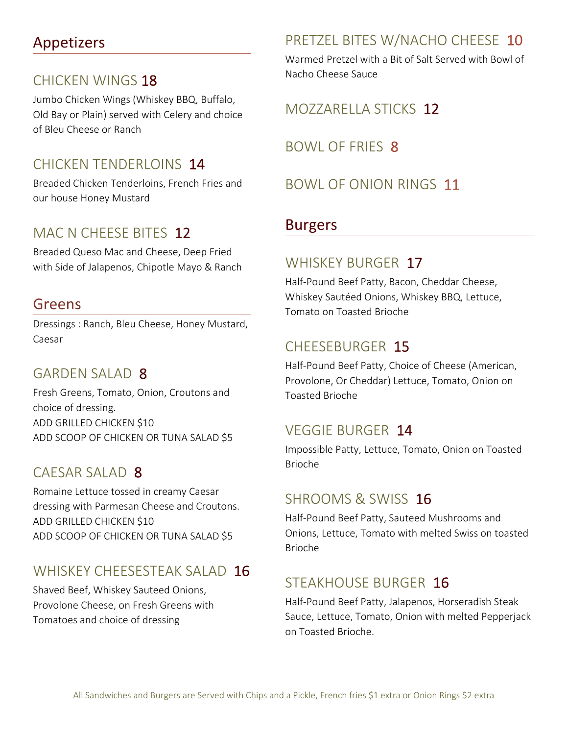## Appetizers

### CHICKEN WINGS 18

Jumbo Chicken Wings (Whiskey BBQ, Buffalo, Old Bay or Plain) served with Celery and choice of Bleu Cheese or Ranch

### CHICKEN TENDERLOINS 14

Breaded Chicken Tenderloins, French Fries and our house Honey Mustard

### MAC N CHEESE BITES 12

Breaded Queso Mac and Cheese, Deep Fried with Side of Jalapenos, Chipotle Mayo & Ranch

### PRETZEL BITES W/NACHO CHEESE 10

Warmed Pretzel with a Bit of Salt Served with Bowl of Nacho Cheese Sauce

### MOZZARELLA STICKS 12

### BOWL OF FRIES 8

### BOWL OF ONION RINGS 11

## Greens

Dressings : Ranch, Bleu Cheese, Honey Mustard, Caesar

### GARDEN SALAD 8

Fresh Greens, Tomato, Onion, Croutons and choice of dressing.
ADD GRILLED CHICKEN $10
ADD SCOOP OF CHICKEN OR TUNA SALAD $5

### CAESAR SALAD 8

Romaine Lettuce tossed in creamy Caesar dressing with Parmesan Cheese and Croutons.
ADD GRILLED CHICKEN $10
ADD SCOOP OF CHICKEN OR TUNA SALAD $5

### WHISKEY CHEESESTEAK SALAD 16

Shaved Beef, Whiskey Sauteed Onions, Provolone Cheese, on Fresh Greens with Tomatoes and choice of dressing

## Burgers

### WHISKEY BURGER 17

Half-Pound Beef Patty, Bacon, Cheddar Cheese, Whiskey Sautéed Onions, Whiskey BBQ, Lettuce, Tomato on Toasted Brioche

### CHEESEBURGER 15

Half-Pound Beef Patty, Choice of Cheese (American, Provolone, Or Cheddar) Lettuce, Tomato, Onion on Toasted Brioche

### VEGGIE BURGER 14

Impossible Patty, Lettuce, Tomato, Onion on Toasted Brioche

### SHROOMS & SWISS 16

Half-Pound Beef Patty, Sauteed Mushrooms and Onions, Lettuce, Tomato with melted Swiss on toasted Brioche

### STEAKHOUSE BURGER 16

Half-Pound Beef Patty, Jalapenos, Horseradish Steak Sauce, Lettuce, Tomato, Onion with melted Pepperjack on Toasted Brioche.

All Sandwiches and Burgers are Served with Chips and a Pickle, French fries $1 extra or Onion Rings $2 extra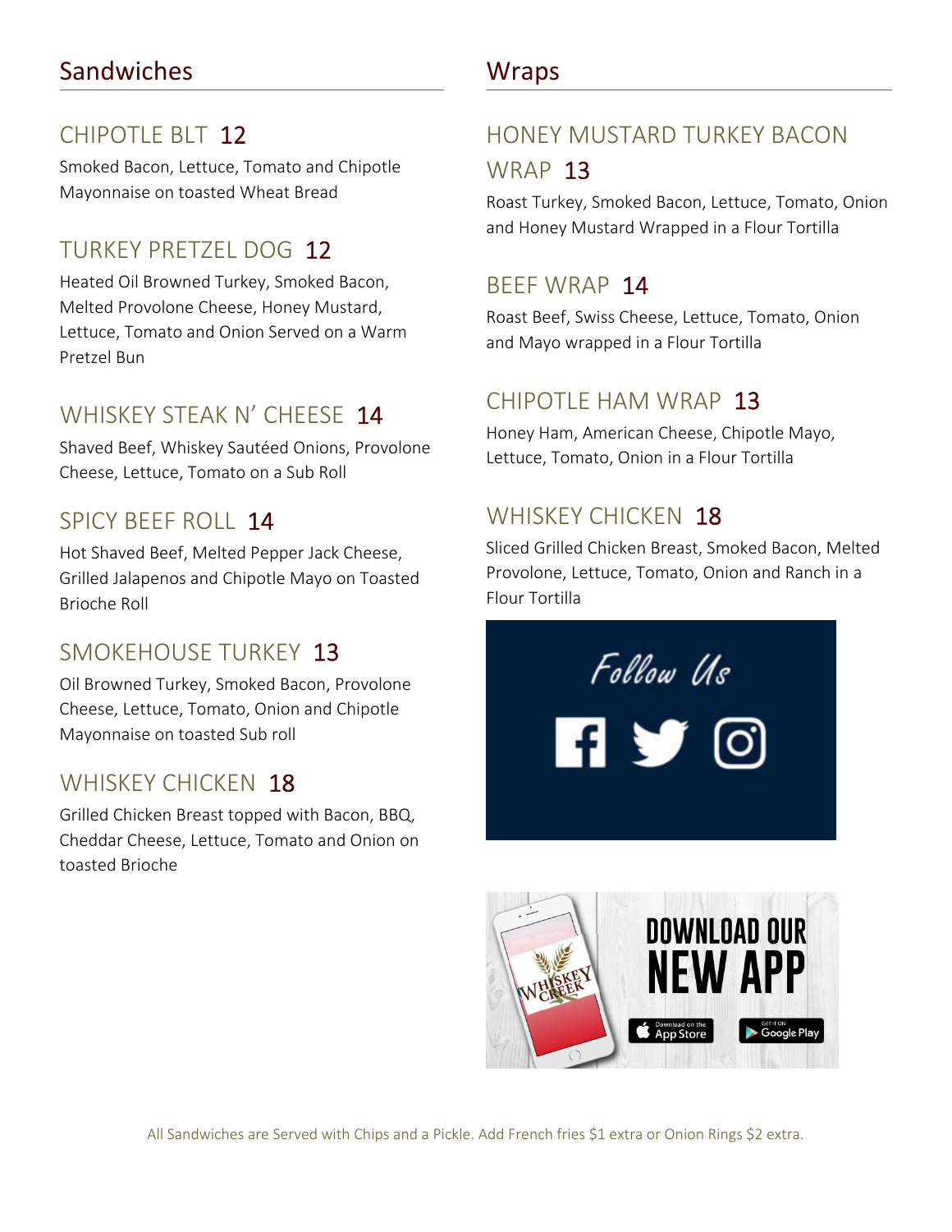## Sandwiches

### CHIPOTLE BLT 12

Smoked Bacon, Lettuce, Tomato and Chipotle Mayonnaise on toasted Wheat Bread

### TURKEY PRETZEL DOG 12

Heated Oil Browned Turkey, Smoked Bacon, Melted Provolone Cheese, Honey Mustard, Lettuce, Tomato and Onion Served on a Warm Pretzel Bun

### WHISKEY STEAK N' CHEESE 14

Shaved Beef, Whiskey Sautéed Onions, Provolone Cheese, Lettuce, Tomato on a Sub Roll

### SPICY BEEF ROLL 14

Hot Shaved Beef, Melted Pepper Jack Cheese, Grilled Jalapenos and Chipotle Mayo on Toasted Brioche Roll

### SMOKEHOUSE TURKEY 13

Oil Browned Turkey, Smoked Bacon, Provolone Cheese, Lettuce, Tomato, Onion and Chipotle Mayonnaise on toasted Sub roll

### WHISKEY CHICKEN 18

Grilled Chicken Breast topped with Bacon, BBQ, Cheddar Cheese, Lettuce, Tomato and Onion on toasted Brioche

## Wraps

### HONEY MUSTARD TURKEY BACON WRAP 13

Roast Turkey, Smoked Bacon, Lettuce, Tomato, Onion and Honey Mustard Wrapped in a Flour Tortilla

### BEEF WRAP 14

Roast Beef, Swiss Cheese, Lettuce, Tomato, Onion and Mayo wrapped in a Flour Tortilla

### CHIPOTLE HAM WRAP 13

Honey Ham, American Cheese, Chipotle Mayo, Lettuce, Tomato, Onion in a Flour Tortilla

### WHISKEY CHICKEN 18

Sliced Grilled Chicken Breast, Smoked Bacon, Melted Provolone, Lettuce, Tomato, Onion and Ranch in a Flour Tortilla

Follow Us

DOWNLOAD OUR NEW APP

Download on the App Store

GET IT ON Google Play

All Sandwiches are Served with Chips and a Pickle. Add French fries $1 extra or Onion Rings $2 extra.